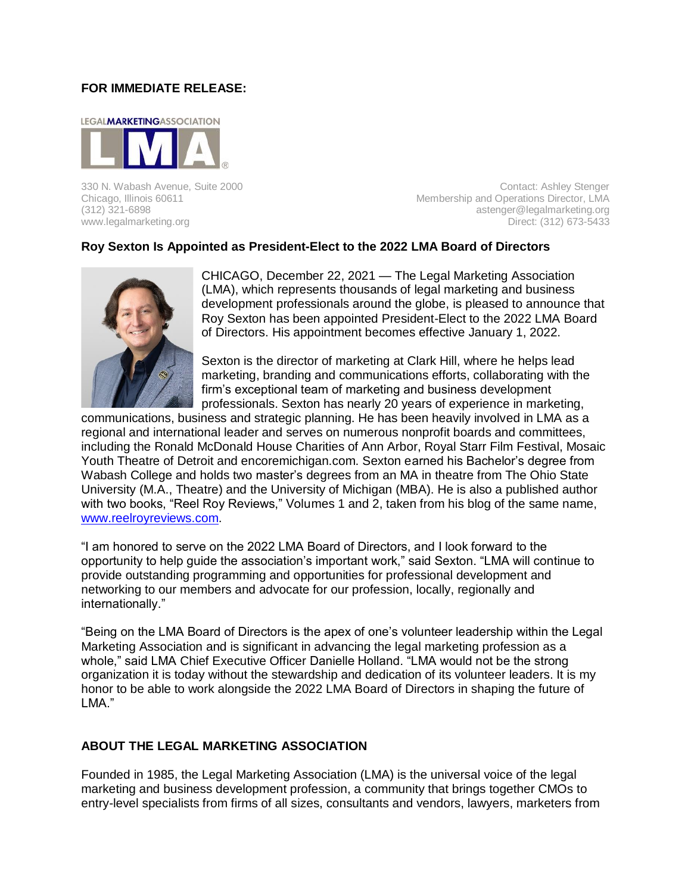**FOR IMMEDIATE RELEASE:**

LEGALMARKETINGASSOCIATION LMA®

330 N. Wabash Avenue, Suite 2000
Chicago, Illinois 60611
(312) 321-6898
www.legalmarketing.org

Contact: Ashley Stenger
Membership and Operations Director, LMA
astenger@legalmarketing.org
Direct: (312) 673-5433

**Roy Sexton Is Appointed as President-Elect to the 2022 LMA Board of Directors**

CHICAGO, December 22, 2021 — The Legal Marketing Association (LMA), which represents thousands of legal marketing and business development professionals around the globe, is pleased to announce that Roy Sexton has been appointed President-Elect to the 2022 LMA Board of Directors. His appointment becomes effective January 1, 2022.

Sexton is the director of marketing at Clark Hill, where he helps lead marketing, branding and communications efforts, collaborating with the firm's exceptional team of marketing and business development professionals. Sexton has nearly 20 years of experience in marketing, communications, business and strategic planning. He has been heavily involved in LMA as a regional and international leader and serves on numerous nonprofit boards and committees, including the Ronald McDonald House Charities of Ann Arbor, Royal Starr Film Festival, Mosaic Youth Theatre of Detroit and encoremichigan.com. Sexton earned his Bachelor's degree from Wabash College and holds two master's degrees from an MA in theatre from The Ohio State University (M.A., Theatre) and the University of Michigan (MBA). He is also a published author with two books, "Reel Roy Reviews," Volumes 1 and 2, taken from his blog of the same name, [www.reelroyreviews.com](http://www.reelroyreviews.com).

"I am honored to serve on the 2022 LMA Board of Directors, and I look forward to the opportunity to help guide the association's important work," said Sexton. "LMA will continue to provide outstanding programming and opportunities for professional development and networking to our members and advocate for our profession, locally, regionally and internationally."

"Being on the LMA Board of Directors is the apex of one's volunteer leadership within the Legal Marketing Association and is significant in advancing the legal marketing profession as a whole," said LMA Chief Executive Officer Danielle Holland. "LMA would not be the strong organization it is today without the stewardship and dedication of its volunteer leaders. It is my honor to be able to work alongside the 2022 LMA Board of Directors in shaping the future of LMA."

**ABOUT THE LEGAL MARKETING ASSOCIATION**

Founded in 1985, the Legal Marketing Association (LMA) is the universal voice of the legal marketing and business development profession, a community that brings together CMOs to entry-level specialists from firms of all sizes, consultants and vendors, lawyers, marketers from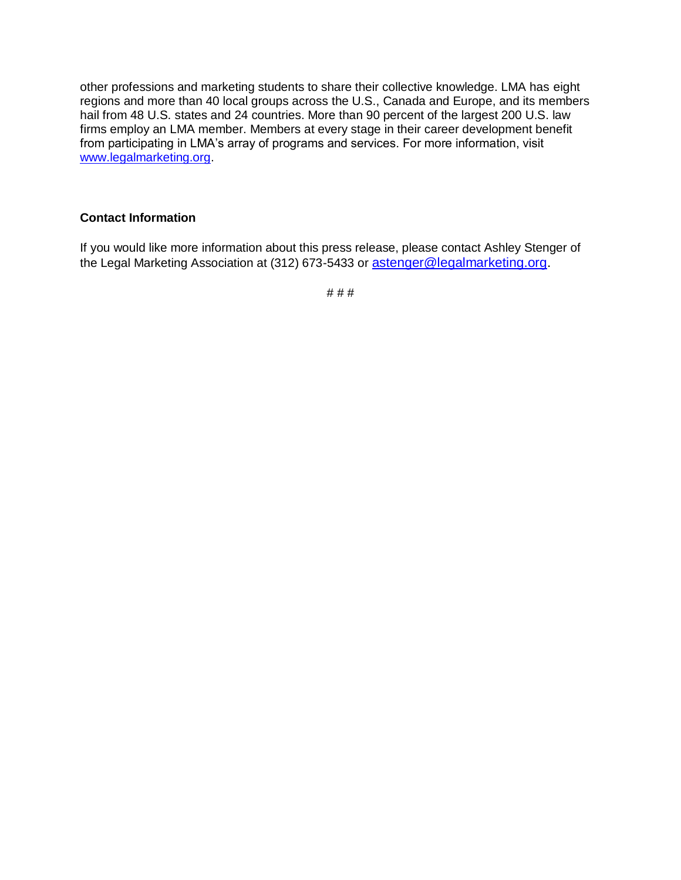other professions and marketing students to share their collective knowledge. LMA has eight regions and more than 40 local groups across the U.S., Canada and Europe, and its members hail from 48 U.S. states and 24 countries. More than 90 percent of the largest 200 U.S. law firms employ an LMA member. Members at every stage in their career development benefit from participating in LMA's array of programs and services. For more information, visit www.legalmarketing.org.

**Contact Information**

If you would like more information about this press release, please contact Ashley Stenger of the Legal Marketing Association at (312) 673-5433 or astenger@legalmarketing.org.

# # #